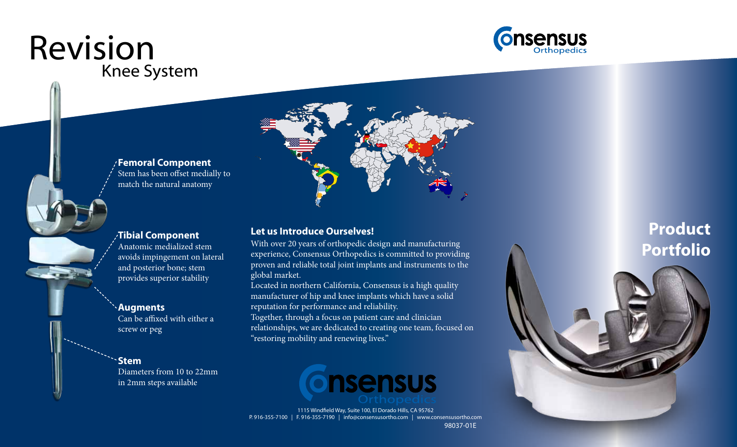# Revision
## Knee System

Consensus Orthopedics

**Femoral Component**
Stem has been offset medially to match the natural anatomy

**Tibial Component**
Anatomic medialized stem avoids impingement on lateral and posterior bone; stem provides superior stability

**Augments**
Can be affixed with either a screw or peg

**Stem**
Diameters from 10 to 22mm in 2mm steps available

### Let us Introduce Ourselves!

With over 20 years of orthopedic design and manufacturing experience, Consensus Orthopedics is committed to providing proven and reliable total joint implants and instruments to the global market.

Located in northern California, Consensus is a high quality manufacturer of hip and knee implants which have a solid reputation for performance and reliability.

Together, through a focus on patient care and clinician relationships, we are dedicated to creating one team, focused on "restoring mobility and renewing lives."

Consensus Orthopedics

1115 Windfield Way, Suite 100, El Dorado Hills, CA 95762
P. 916-355-7100 | F. 916-355-7190 | info@consensusortho.com | www.consensusortho.com

98037-01E

## Product Portfolio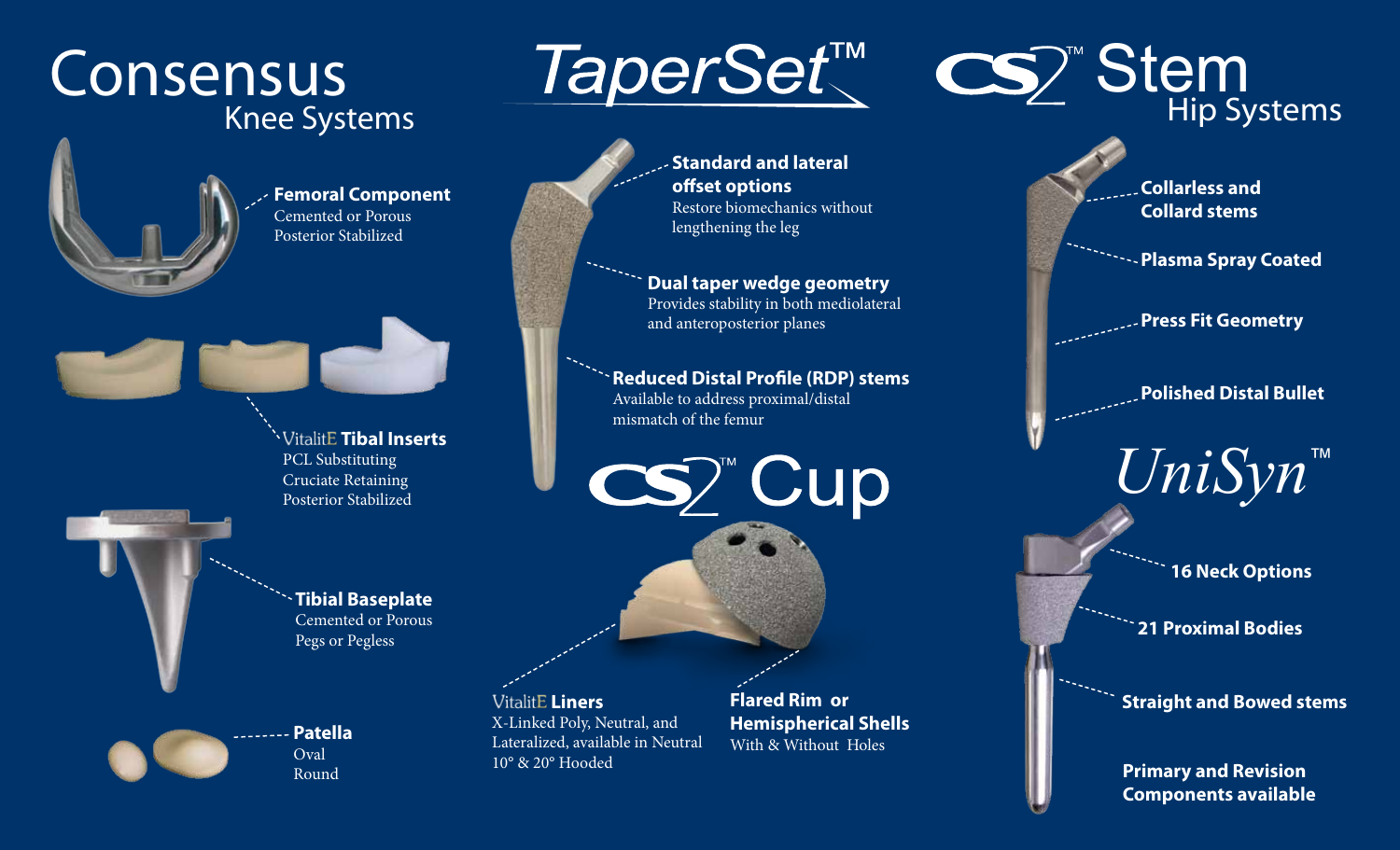# Consensus Knee Systems

**Femoral Component**
Cemented or Porous
Posterior Stabilized

VitalitE **Tibial Inserts**
PCL Substituting
Cruciate Retaining
Posterior Stabilized

**Tibial Baseplate**
Cemented or Porous
Pegs or Pegless

**Patella**
Oval
Round

# TaperSet™

**Standard and lateral offset options**
Restore biomechanics without lengthening the leg

**Dual taper wedge geometry**
Provides stability in both mediolateral and anteroposterior planes

**Reduced Distal Profile (RDP) stems**
Available to address proximal/distal mismatch of the femur

# CS2™ Cup

VitalitE **Liners**
X-Linked Poly, Neutral, and Lateralized, available in Neutral 10° & 20° Hooded

**Flared Rim or Hemispherical Shells**
With & Without Holes

# CS2™ Stem Hip Systems

**Collarless and Collard stems**

**Plasma Spray Coated**

**Press Fit Geometry**

**Polished Distal Bullet**

# UniSyn™

**16 Neck Options**

**21 Proximal Bodies**

**Straight and Bowed stems**

**Primary and Revision Components available**